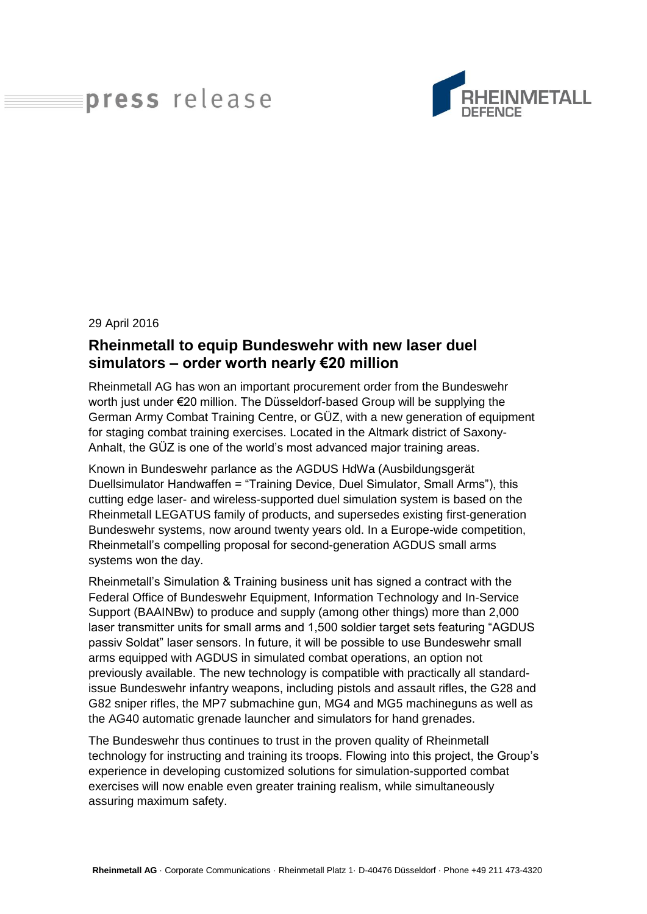press release

RHEINMETALL DEFENCE

29 April 2016

## Rheinmetall to equip Bundeswehr with new laser duel simulators – order worth nearly €20 million

Rheinmetall AG has won an important procurement order from the Bundeswehr worth just under €20 million. The Düsseldorf-based Group will be supplying the German Army Combat Training Centre, or GÜZ, with a new generation of equipment for staging combat training exercises. Located in the Altmark district of Saxony-Anhalt, the GÜZ is one of the world's most advanced major training areas.

Known in Bundeswehr parlance as the AGDUS HdWa (Ausbildungsgerät Duellsimulator Handwaffen = "Training Device, Duel Simulator, Small Arms"), this cutting edge laser- and wireless-supported duel simulation system is based on the Rheinmetall LEGATUS family of products, and supersedes existing first-generation Bundeswehr systems, now around twenty years old. In a Europe-wide competition, Rheinmetall's compelling proposal for second-generation AGDUS small arms systems won the day.

Rheinmetall's Simulation & Training business unit has signed a contract with the Federal Office of Bundeswehr Equipment, Information Technology and In-Service Support (BAAINBw) to produce and supply (among other things) more than 2,000 laser transmitter units for small arms and 1,500 soldier target sets featuring "AGDUS passiv Soldat" laser sensors. In future, it will be possible to use Bundeswehr small arms equipped with AGDUS in simulated combat operations, an option not previously available. The new technology is compatible with practically all standard-issue Bundeswehr infantry weapons, including pistols and assault rifles, the G28 and G82 sniper rifles, the MP7 submachine gun, MG4 and MG5 machineguns as well as the AG40 automatic grenade launcher and simulators for hand grenades.

The Bundeswehr thus continues to trust in the proven quality of Rheinmetall technology for instructing and training its troops. Flowing into this project, the Group's experience in developing customized solutions for simulation-supported combat exercises will now enable even greater training realism, while simultaneously assuring maximum safety.

**Rheinmetall AG** · Corporate Communications · Rheinmetall Platz 1· D-40476 Düsseldorf · Phone +49 211 473-4320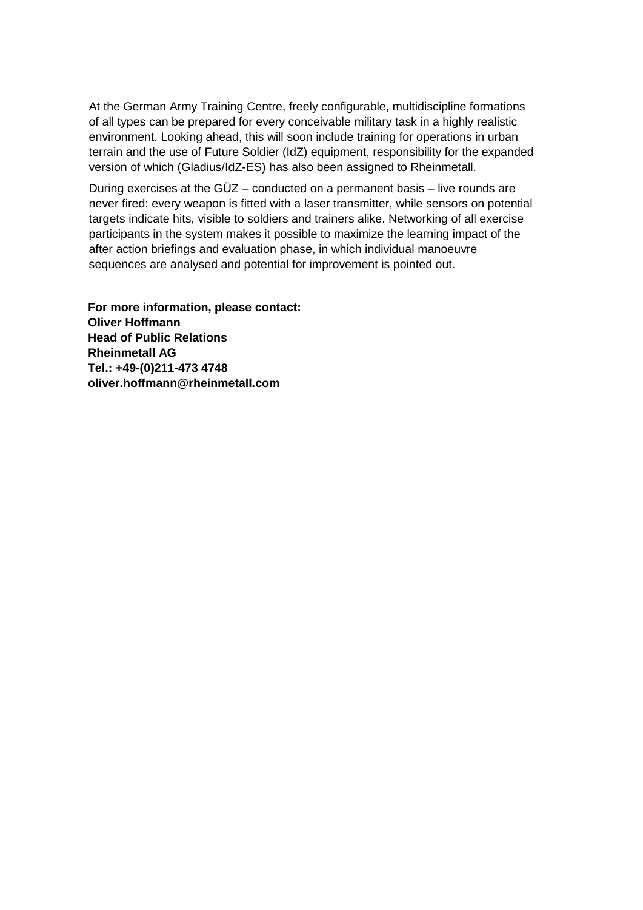At the German Army Training Centre, freely configurable, multidiscipline formations of all types can be prepared for every conceivable military task in a highly realistic environment. Looking ahead, this will soon include training for operations in urban terrain and the use of Future Soldier (IdZ) equipment, responsibility for the expanded version of which (Gladius/IdZ-ES) has also been assigned to Rheinmetall.

During exercises at the GÜZ – conducted on a permanent basis – live rounds are never fired: every weapon is fitted with a laser transmitter, while sensors on potential targets indicate hits, visible to soldiers and trainers alike. Networking of all exercise participants in the system makes it possible to maximize the learning impact of the after action briefings and evaluation phase, in which individual manoeuvre sequences are analysed and potential for improvement is pointed out.

**For more information, please contact:**
**Oliver Hoffmann**
**Head of Public Relations**
**Rheinmetall AG**
**Tel.: +49-(0)211-473 4748**
**oliver.hoffmann@rheinmetall.com**